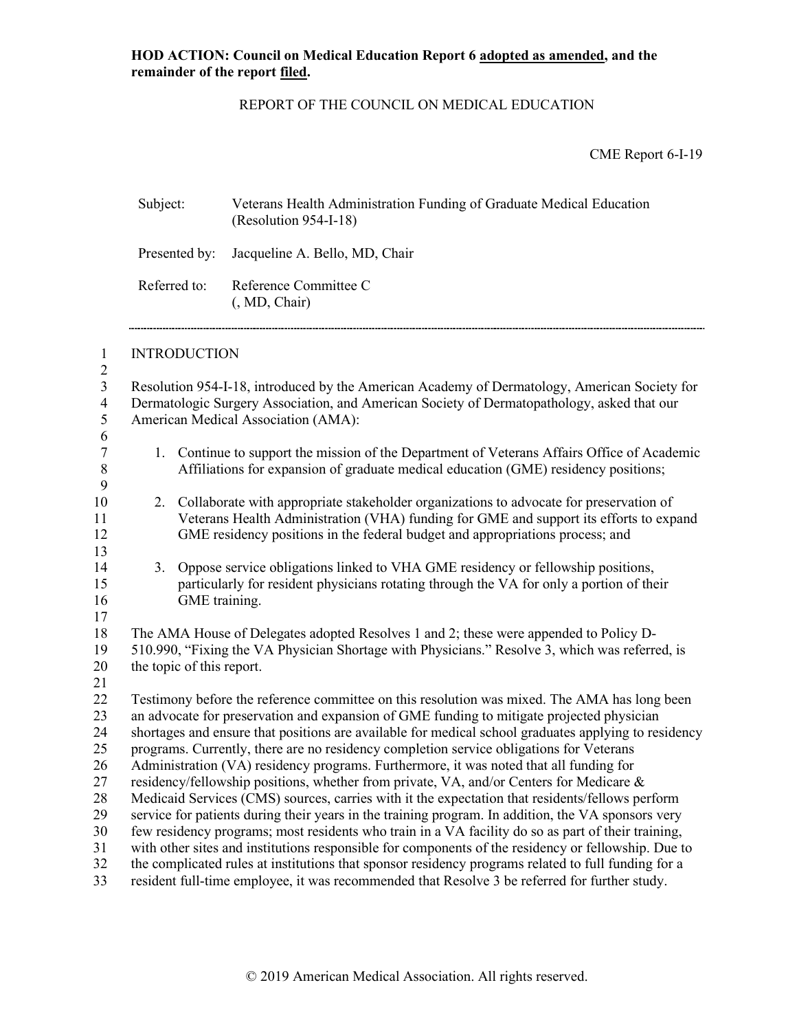**HOD ACTION: Council on Medical Education Report 6 adopted as amended, and the remainder of the report filed.**

REPORT OF THE COUNCIL ON MEDICAL EDUCATION

CME Report 6-I-19

Subject: Veterans Health Administration Funding of Graduate Medical Education (Resolution 954-I-18)

Presented by: Jacqueline A. Bello, MD, Chair

Referred to: Reference Committee C
(, MD, Chair)

## INTRODUCTION

Resolution 954-I-18, introduced by the American Academy of Dermatology, American Society for Dermatologic Surgery Association, and American Society of Dermatopathology, asked that our American Medical Association (AMA):

1. Continue to support the mission of the Department of Veterans Affairs Office of Academic Affiliations for expansion of graduate medical education (GME) residency positions;

2. Collaborate with appropriate stakeholder organizations to advocate for preservation of Veterans Health Administration (VHA) funding for GME and support its efforts to expand GME residency positions in the federal budget and appropriations process; and

3. Oppose service obligations linked to VHA GME residency or fellowship positions, particularly for resident physicians rotating through the VA for only a portion of their GME training.

The AMA House of Delegates adopted Resolves 1 and 2; these were appended to Policy D-510.990, "Fixing the VA Physician Shortage with Physicians." Resolve 3, which was referred, is the topic of this report.

Testimony before the reference committee on this resolution was mixed. The AMA has long been an advocate for preservation and expansion of GME funding to mitigate projected physician shortages and ensure that positions are available for medical school graduates applying to residency programs. Currently, there are no residency completion service obligations for Veterans Administration (VA) residency programs. Furthermore, it was noted that all funding for residency/fellowship positions, whether from private, VA, and/or Centers for Medicare & Medicaid Services (CMS) sources, carries with it the expectation that residents/fellows perform service for patients during their years in the training program. In addition, the VA sponsors very few residency programs; most residents who train in a VA facility do so as part of their training, with other sites and institutions responsible for components of the residency or fellowship. Due to the complicated rules at institutions that sponsor residency programs related to full funding for a resident full-time employee, it was recommended that Resolve 3 be referred for further study.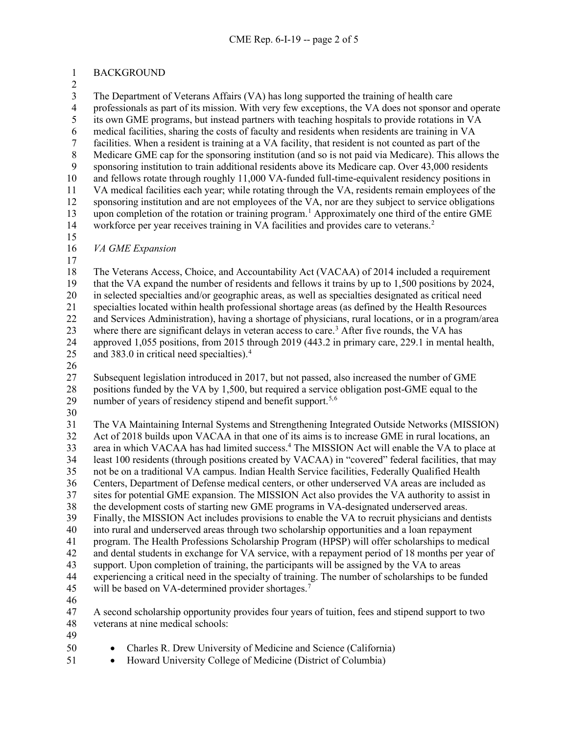BACKGROUND

The Department of Veterans Affairs (VA) has long supported the training of health care professionals as part of its mission. With very few exceptions, the VA does not sponsor and operate its own GME programs, but instead partners with teaching hospitals to provide rotations in VA medical facilities, sharing the costs of faculty and residents when residents are training in VA facilities. When a resident is training at a VA facility, that resident is not counted as part of the Medicare GME cap for the sponsoring institution (and so is not paid via Medicare). This allows the sponsoring institution to train additional residents above its Medicare cap. Over 43,000 residents and fellows rotate through roughly 11,000 VA-funded full-time-equivalent residency positions in VA medical facilities each year; while rotating through the VA, residents remain employees of the sponsoring institution and are not employees of the VA, nor are they subject to service obligations upon completion of the rotation or training program.[1] Approximately one third of the entire GME workforce per year receives training in VA facilities and provides care to veterans.[2]

*VA GME Expansion*

The Veterans Access, Choice, and Accountability Act (VACAA) of 2014 included a requirement that the VA expand the number of residents and fellows it trains by up to 1,500 positions by 2024, in selected specialties and/or geographic areas, as well as specialties designated as critical need specialties located within health professional shortage areas (as defined by the Health Resources and Services Administration), having a shortage of physicians, rural locations, or in a program/area where there are significant delays in veteran access to care.[3] After five rounds, the VA has approved 1,055 positions, from 2015 through 2019 (443.2 in primary care, 229.1 in mental health, and 383.0 in critical need specialties).[4]

Subsequent legislation introduced in 2017, but not passed, also increased the number of GME positions funded by the VA by 1,500, but required a service obligation post-GME equal to the number of years of residency stipend and benefit support.[5,6]

The VA Maintaining Internal Systems and Strengthening Integrated Outside Networks (MISSION) Act of 2018 builds upon VACAA in that one of its aims is to increase GME in rural locations, an area in which VACAA has had limited success.[4] The MISSION Act will enable the VA to place at least 100 residents (through positions created by VACAA) in "covered" federal facilities, that may not be on a traditional VA campus. Indian Health Service facilities, Federally Qualified Health Centers, Department of Defense medical centers, or other underserved VA areas are included as sites for potential GME expansion. The MISSION Act also provides the VA authority to assist in the development costs of starting new GME programs in VA-designated underserved areas. Finally, the MISSION Act includes provisions to enable the VA to recruit physicians and dentists into rural and underserved areas through two scholarship opportunities and a loan repayment program. The Health Professions Scholarship Program (HPSP) will offer scholarships to medical and dental students in exchange for VA service, with a repayment period of 18 months per year of support. Upon completion of training, the participants will be assigned by the VA to areas experiencing a critical need in the specialty of training. The number of scholarships to be funded will be based on VA-determined provider shortages.[7]

A second scholarship opportunity provides four years of tuition, fees and stipend support to two veterans at nine medical schools:

- Charles R. Drew University of Medicine and Science (California)
- Howard University College of Medicine (District of Columbia)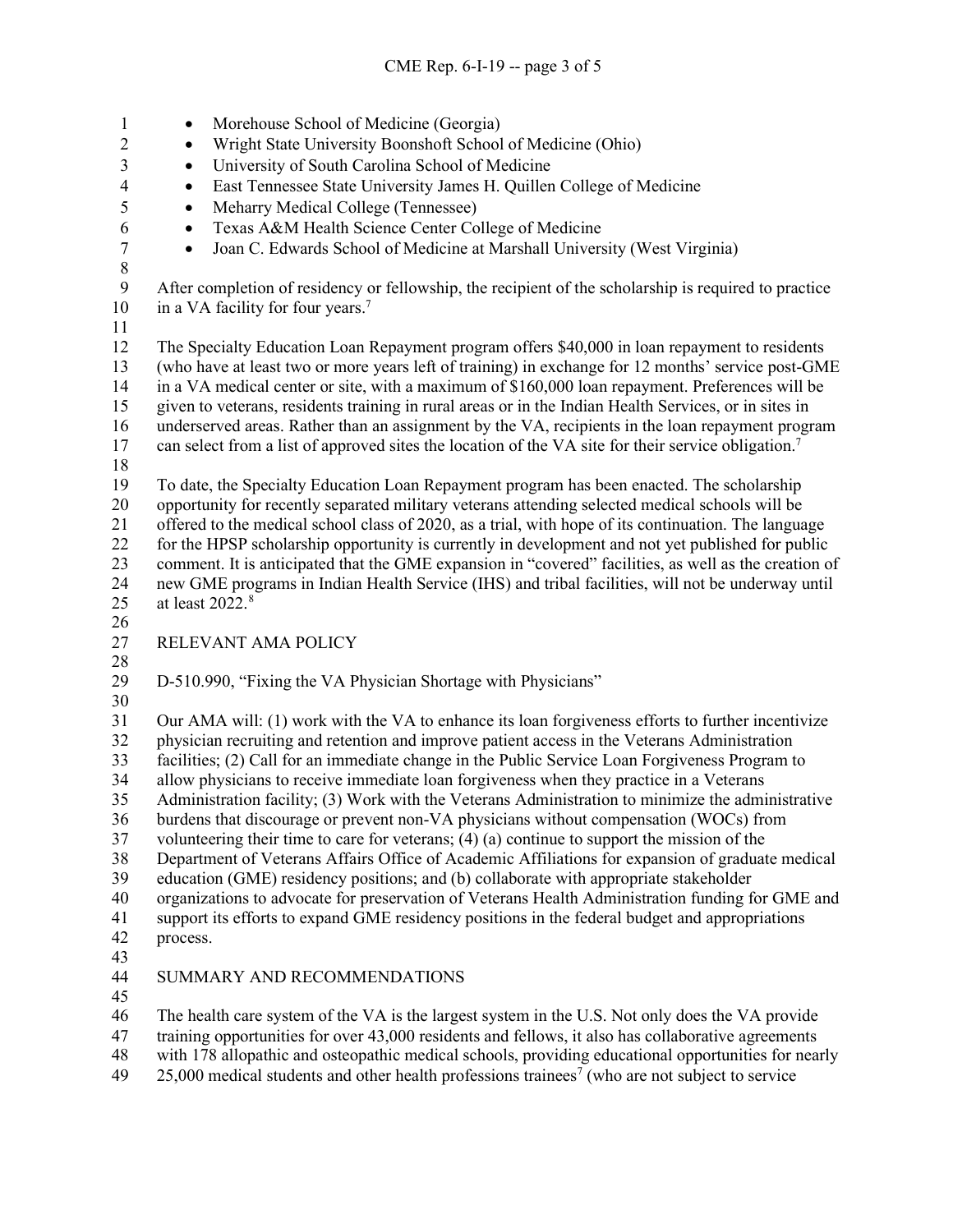- Morehouse School of Medicine (Georgia)
- Wright State University Boonshoft School of Medicine (Ohio)
- University of South Carolina School of Medicine
- East Tennessee State University James H. Quillen College of Medicine
- Meharry Medical College (Tennessee)
- Texas A&M Health Science Center College of Medicine
- Joan C. Edwards School of Medicine at Marshall University (West Virginia)

After completion of residency or fellowship, the recipient of the scholarship is required to practice in a VA facility for four years.[7]

The Specialty Education Loan Repayment program offers $40,000 in loan repayment to residents (who have at least two or more years left of training) in exchange for 12 months' service post-GME in a VA medical center or site, with a maximum of $160,000 loan repayment. Preferences will be given to veterans, residents training in rural areas or in the Indian Health Services, or in sites in underserved areas. Rather than an assignment by the VA, recipients in the loan repayment program can select from a list of approved sites the location of the VA site for their service obligation.[7]

To date, the Specialty Education Loan Repayment program has been enacted. The scholarship opportunity for recently separated military veterans attending selected medical schools will be offered to the medical school class of 2020, as a trial, with hope of its continuation. The language for the HPSP scholarship opportunity is currently in development and not yet published for public comment. It is anticipated that the GME expansion in "covered" facilities, as well as the creation of new GME programs in Indian Health Service (IHS) and tribal facilities, will not be underway until at least 2022.[8]

## RELEVANT AMA POLICY

D-510.990, "Fixing the VA Physician Shortage with Physicians"

Our AMA will: (1) work with the VA to enhance its loan forgiveness efforts to further incentivize physician recruiting and retention and improve patient access in the Veterans Administration facilities; (2) Call for an immediate change in the Public Service Loan Forgiveness Program to allow physicians to receive immediate loan forgiveness when they practice in a Veterans Administration facility; (3) Work with the Veterans Administration to minimize the administrative burdens that discourage or prevent non-VA physicians without compensation (WOCs) from volunteering their time to care for veterans; (4) (a) continue to support the mission of the Department of Veterans Affairs Office of Academic Affiliations for expansion of graduate medical education (GME) residency positions; and (b) collaborate with appropriate stakeholder organizations to advocate for preservation of Veterans Health Administration funding for GME and support its efforts to expand GME residency positions in the federal budget and appropriations process.

## SUMMARY AND RECOMMENDATIONS

The health care system of the VA is the largest system in the U.S. Not only does the VA provide training opportunities for over 43,000 residents and fellows, it also has collaborative agreements with 178 allopathic and osteopathic medical schools, providing educational opportunities for nearly 25,000 medical students and other health professions trainees[7] (who are not subject to service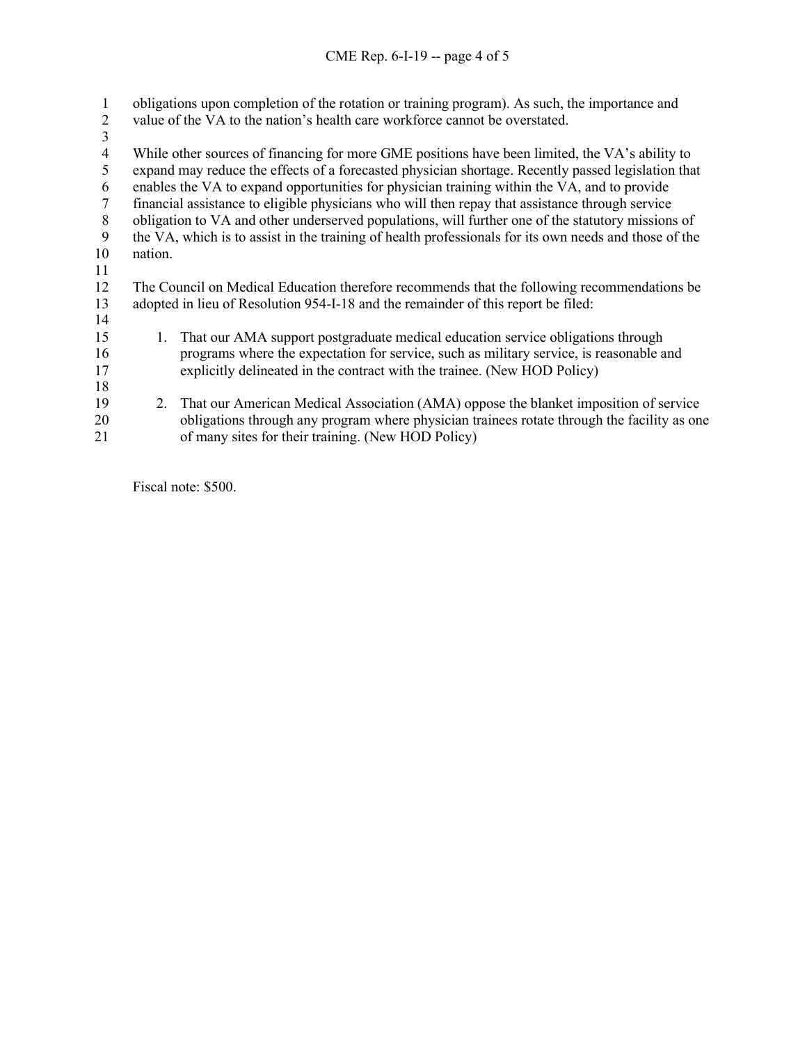obligations upon completion of the rotation or training program). As such, the importance and value of the VA to the nation's health care workforce cannot be overstated.

While other sources of financing for more GME positions have been limited, the VA's ability to expand may reduce the effects of a forecasted physician shortage. Recently passed legislation that enables the VA to expand opportunities for physician training within the VA, and to provide financial assistance to eligible physicians who will then repay that assistance through service obligation to VA and other underserved populations, will further one of the statutory missions of the VA, which is to assist in the training of health professionals for its own needs and those of the nation.

The Council on Medical Education therefore recommends that the following recommendations be adopted in lieu of Resolution 954-I-18 and the remainder of this report be filed:

1. That our AMA support postgraduate medical education service obligations through programs where the expectation for service, such as military service, is reasonable and explicitly delineated in the contract with the trainee. (New HOD Policy)

2. That our American Medical Association (AMA) oppose the blanket imposition of service obligations through any program where physician trainees rotate through the facility as one of many sites for their training. (New HOD Policy)

Fiscal note: $500.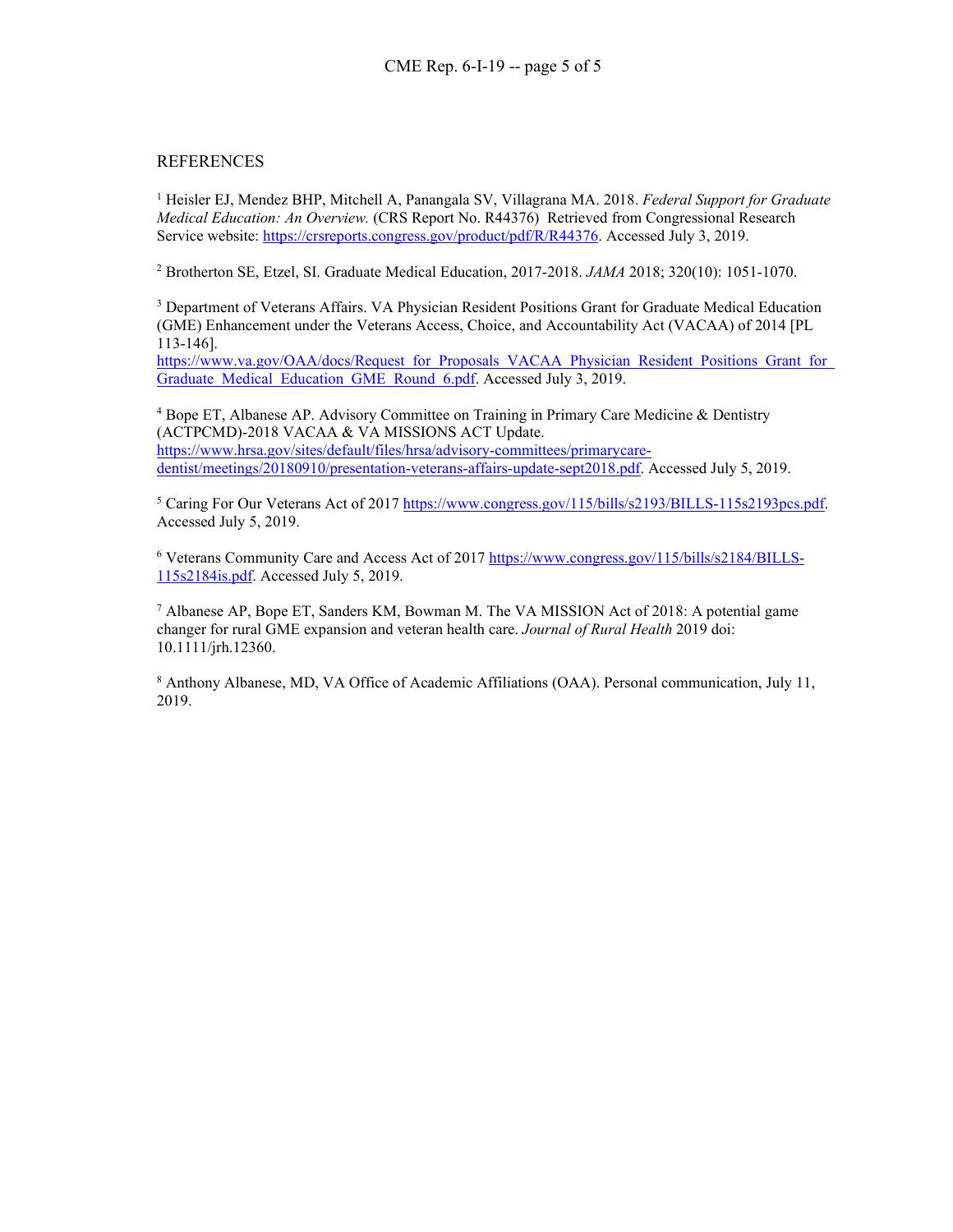## REFERENCES

[1] Heisler EJ, Mendez BHP, Mitchell A, Panangala SV, Villagrana MA. 2018. *Federal Support for Graduate Medical Education: An Overview.* (CRS Report No. R44376) Retrieved from Congressional Research Service website: https://crsreports.congress.gov/product/pdf/R/R44376. Accessed July 3, 2019.

[2] Brotherton SE, Etzel, SI. Graduate Medical Education, 2017-2018. *JAMA* 2018; 320(10): 1051-1070.

[3] Department of Veterans Affairs. VA Physician Resident Positions Grant for Graduate Medical Education (GME) Enhancement under the Veterans Access, Choice, and Accountability Act (VACAA) of 2014 [PL 113-146]. https://www.va.gov/OAA/docs/Request_for_Proposals_VACAA_Physician_Resident_Positions_Grant_for_Graduate_Medical_Education_GME_Round_6.pdf. Accessed July 3, 2019.

[4] Bope ET, Albanese AP. Advisory Committee on Training in Primary Care Medicine & Dentistry (ACTPCMD)-2018 VACAA & VA MISSIONS ACT Update. https://www.hrsa.gov/sites/default/files/hrsa/advisory-committees/primarycare-dentist/meetings/20180910/presentation-veterans-affairs-update-sept2018.pdf. Accessed July 5, 2019.

[5] Caring For Our Veterans Act of 2017 https://www.congress.gov/115/bills/s2193/BILLS-115s2193pcs.pdf. Accessed July 5, 2019.

[6] Veterans Community Care and Access Act of 2017 https://www.congress.gov/115/bills/s2184/BILLS-115s2184is.pdf. Accessed July 5, 2019.

[7] Albanese AP, Bope ET, Sanders KM, Bowman M. The VA MISSION Act of 2018: A potential game changer for rural GME expansion and veteran health care. *Journal of Rural Health* 2019 doi: 10.1111/jrh.12360.

[8] Anthony Albanese, MD, VA Office of Academic Affiliations (OAA). Personal communication, July 11, 2019.